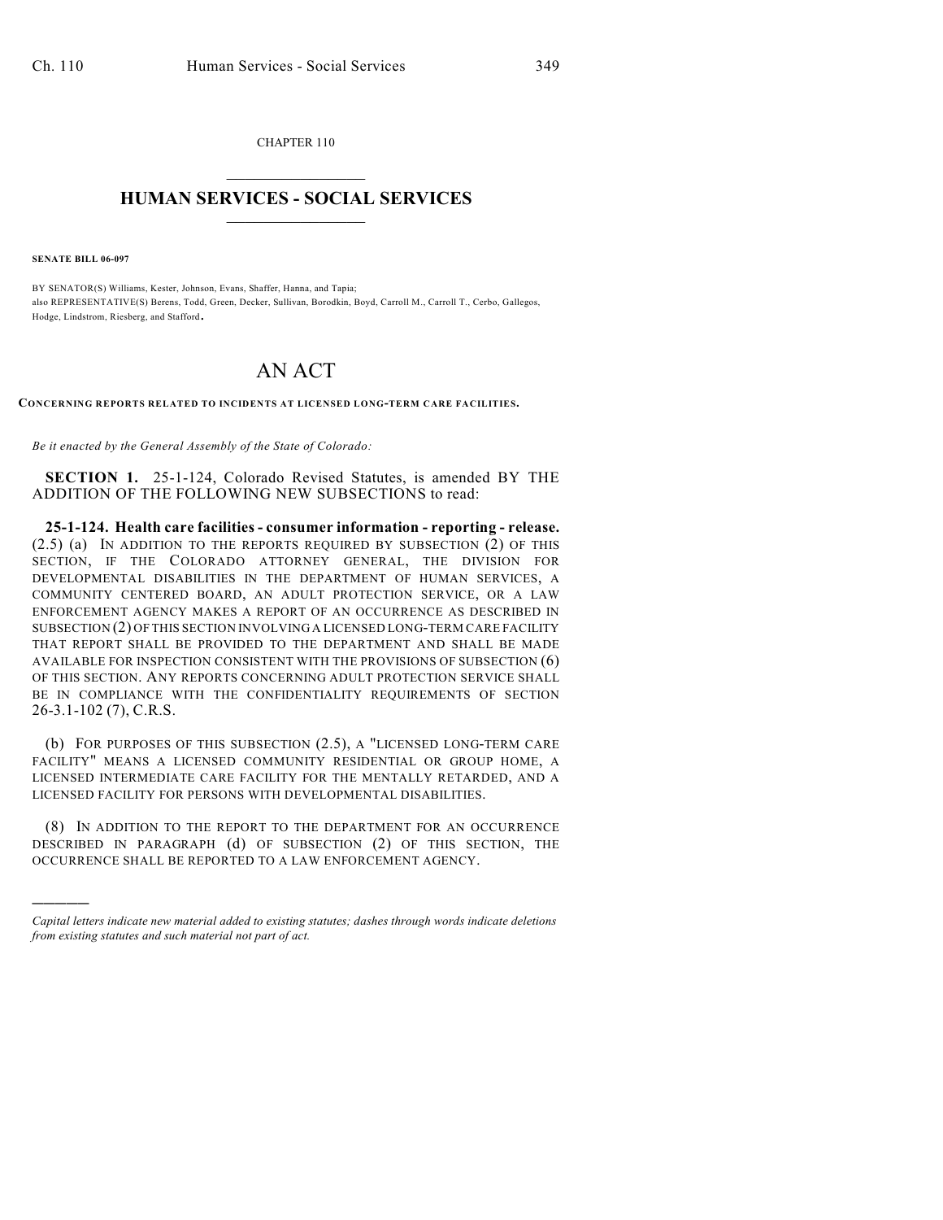CHAPTER 110

# HUMAN SERVICES - SOCIAL SERVICES

**SENATE BILL 06-097**

BY SENATOR(S) Williams, Kester, Johnson, Evans, Shaffer, Hanna, and Tapia;
also REPRESENTATIVE(S) Berens, Todd, Green, Decker, Sullivan, Borodkin, Boyd, Carroll M., Carroll T., Cerbo, Gallegos, Hodge, Lindstrom, Riesberg, and Stafford.

# AN ACT

**CONCERNING REPORTS RELATED TO INCIDENTS AT LICENSED LONG-TERM CARE FACILITIES.**

*Be it enacted by the General Assembly of the State of Colorado:*

**SECTION 1.** 25-1-124, Colorado Revised Statutes, is amended BY THE ADDITION OF THE FOLLOWING NEW SUBSECTIONS to read:

**25-1-124. Health care facilities - consumer information - reporting - release.** (2.5) (a) IN ADDITION TO THE REPORTS REQUIRED BY SUBSECTION (2) OF THIS SECTION, IF THE COLORADO ATTORNEY GENERAL, THE DIVISION FOR DEVELOPMENTAL DISABILITIES IN THE DEPARTMENT OF HUMAN SERVICES, A COMMUNITY CENTERED BOARD, AN ADULT PROTECTION SERVICE, OR A LAW ENFORCEMENT AGENCY MAKES A REPORT OF AN OCCURRENCE AS DESCRIBED IN SUBSECTION (2) OF THIS SECTION INVOLVING A LICENSED LONG-TERM CARE FACILITY THAT REPORT SHALL BE PROVIDED TO THE DEPARTMENT AND SHALL BE MADE AVAILABLE FOR INSPECTION CONSISTENT WITH THE PROVISIONS OF SUBSECTION (6) OF THIS SECTION. ANY REPORTS CONCERNING ADULT PROTECTION SERVICE SHALL BE IN COMPLIANCE WITH THE CONFIDENTIALITY REQUIREMENTS OF SECTION 26-3.1-102 (7), C.R.S.

(b) FOR PURPOSES OF THIS SUBSECTION (2.5), A "LICENSED LONG-TERM CARE FACILITY" MEANS A LICENSED COMMUNITY RESIDENTIAL OR GROUP HOME, A LICENSED INTERMEDIATE CARE FACILITY FOR THE MENTALLY RETARDED, AND A LICENSED FACILITY FOR PERSONS WITH DEVELOPMENTAL DISABILITIES.

(8) IN ADDITION TO THE REPORT TO THE DEPARTMENT FOR AN OCCURRENCE DESCRIBED IN PARAGRAPH (d) OF SUBSECTION (2) OF THIS SECTION, THE OCCURRENCE SHALL BE REPORTED TO A LAW ENFORCEMENT AGENCY.

---

*Capital letters indicate new material added to existing statutes; dashes through words indicate deletions from existing statutes and such material not part of act.*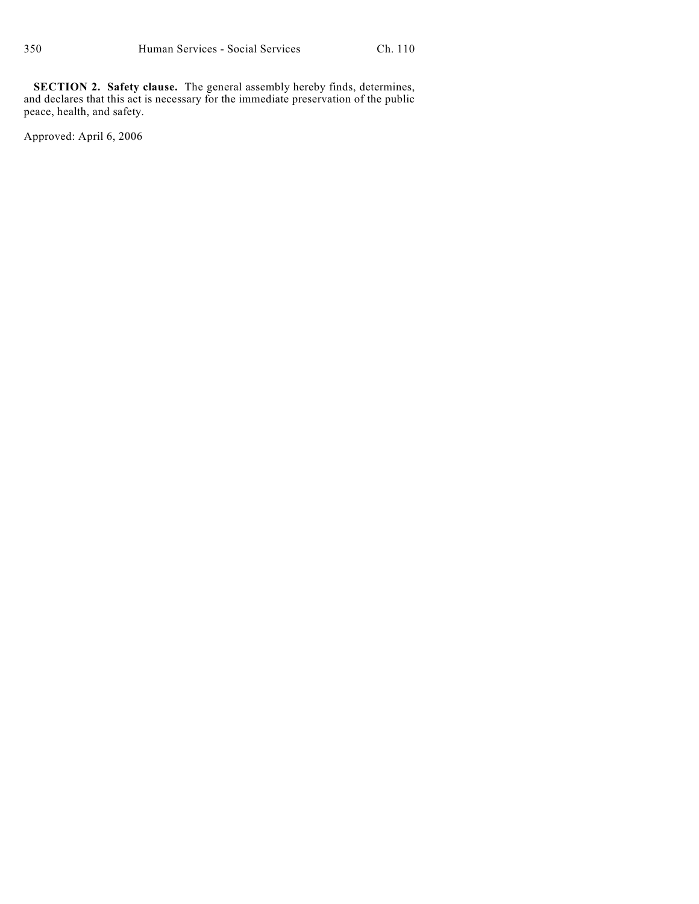**SECTION 2. Safety clause.** The general assembly hereby finds, determines, and declares that this act is necessary for the immediate preservation of the public peace, health, and safety.

Approved: April 6, 2006